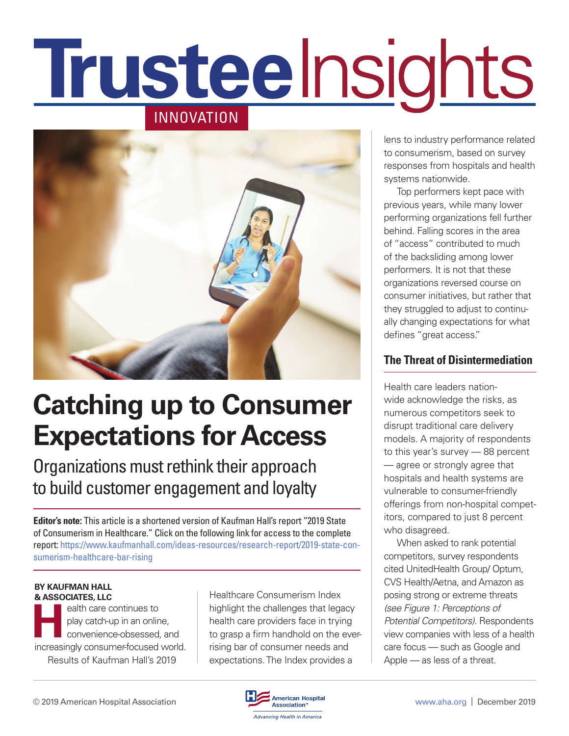# Trustee Insights

INNOVATION

# Catching up to Consumer Expectations for Access

## Organizations must rethink their approach to build customer engagement and loyalty

**Editor's note:** This article is a shortened version of Kaufman Hall's report "2019 State of Consumerism in Healthcare." Click on the following link for access to the complete report: https://www.kaufmanhall.com/ideas-resources/research-report/2019-state-consumerism-healthcare-bar-rising

**BY KAUFMAN HALL & ASSOCIATES, LLC**

Health care continues to play catch-up in an online, convenience-obsessed, and increasingly consumer-focused world.

Results of Kaufman Hall's 2019 Healthcare Consumerism Index highlight the challenges that legacy health care providers face in trying to grasp a firm handhold on the ever-rising bar of consumer needs and expectations. The Index provides a lens to industry performance related to consumerism, based on survey responses from hospitals and health systems nationwide.

Top performers kept pace with previous years, while many lower performing organizations fell further behind. Falling scores in the area of "access" contributed to much of the backsliding among lower performers. It is not that these organizations reversed course on consumer initiatives, but rather that they struggled to adjust to continually changing expectations for what defines "great access."

### The Threat of Disintermediation

Health care leaders nationwide acknowledge the risks, as numerous competitors seek to disrupt traditional care delivery models. A majority of respondents to this year's survey — 88 percent — agree or strongly agree that hospitals and health systems are vulnerable to consumer-friendly offerings from non-hospital competitors, compared to just 8 percent who disagreed.

When asked to rank potential competitors, survey respondents cited UnitedHealth Group/ Optum, CVS Health/Aetna, and Amazon as posing strong or extreme threats *(see Figure 1: Perceptions of Potential Competitors)*. Respondents view companies with less of a health care focus — such as Google and Apple — as less of a threat.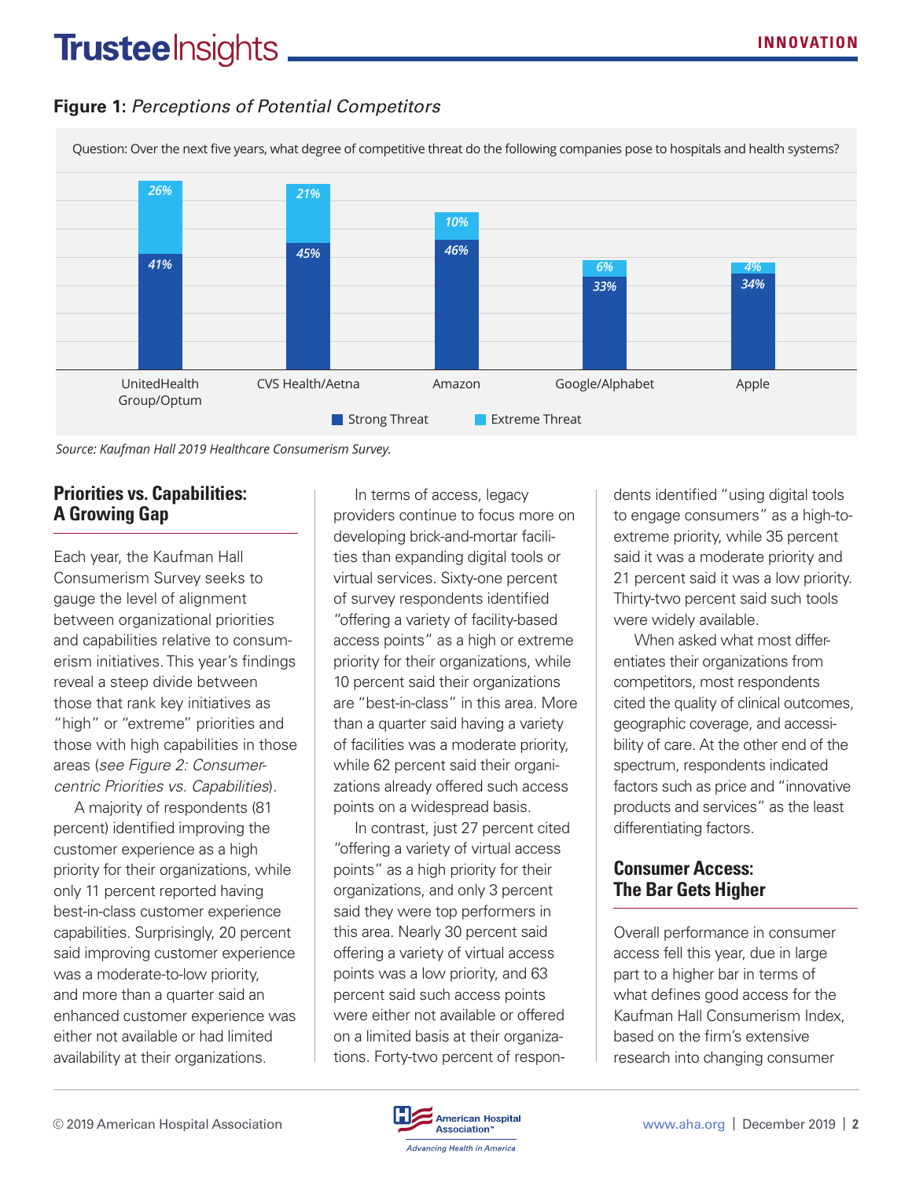**Figure 1:** *Perceptions of Potential Competitors*

Question: Over the next five years, what degree of competitive threat do the following companies pose to hospitals and health systems?

| Company | Strong Threat | Extreme Threat |
|---|---|---|
| UnitedHealth Group/Optum | 41% | 26% |
| CVS Health/Aetna | 45% | 21% |
| Amazon | 46% | 10% |
| Google/Alphabet | 33% | 6% |
| Apple | 34% | 4% |

*Source: Kaufman Hall 2019 Healthcare Consumerism Survey.*

## Priorities vs. Capabilities: A Growing Gap

Each year, the Kaufman Hall Consumerism Survey seeks to gauge the level of alignment between organizational priorities and capabilities relative to consumerism initiatives. This year's findings reveal a steep divide between those that rank key initiatives as "high" or "extreme" priorities and those with high capabilities in those areas (*see Figure 2: Consumer-centric Priorities vs. Capabilities*).

A majority of respondents (81 percent) identified improving the customer experience as a high priority for their organizations, while only 11 percent reported having best-in-class customer experience capabilities. Surprisingly, 20 percent said improving customer experience was a moderate-to-low priority, and more than a quarter said an enhanced customer experience was either not available or had limited availability at their organizations.

In terms of access, legacy providers continue to focus more on developing brick-and-mortar facilities than expanding digital tools or virtual services. Sixty-one percent of survey respondents identified "offering a variety of facility-based access points" as a high or extreme priority for their organizations, while 10 percent said their organizations are "best-in-class" in this area. More than a quarter said having a variety of facilities was a moderate priority, while 62 percent said their organizations already offered such access points on a widespread basis.

In contrast, just 27 percent cited "offering a variety of virtual access points" as a high priority for their organizations, and only 3 percent said they were top performers in this area. Nearly 30 percent said offering a variety of virtual access points was a low priority, and 63 percent said such access points were either not available or offered on a limited basis at their organizations. Forty-two percent of respondents identified "using digital tools to engage consumers" as a high-to-extreme priority, while 35 percent said it was a moderate priority and 21 percent said it was a low priority. Thirty-two percent said such tools were widely available.

When asked what most differentiates their organizations from competitors, most respondents cited the quality of clinical outcomes, geographic coverage, and accessibility of care. At the other end of the spectrum, respondents indicated factors such as price and "innovative products and services" as the least differentiating factors.

## Consumer Access: The Bar Gets Higher

Overall performance in consumer access fell this year, due in large part to a higher bar in terms of what defines good access for the Kaufman Hall Consumerism Index, based on the firm's extensive research into changing consumer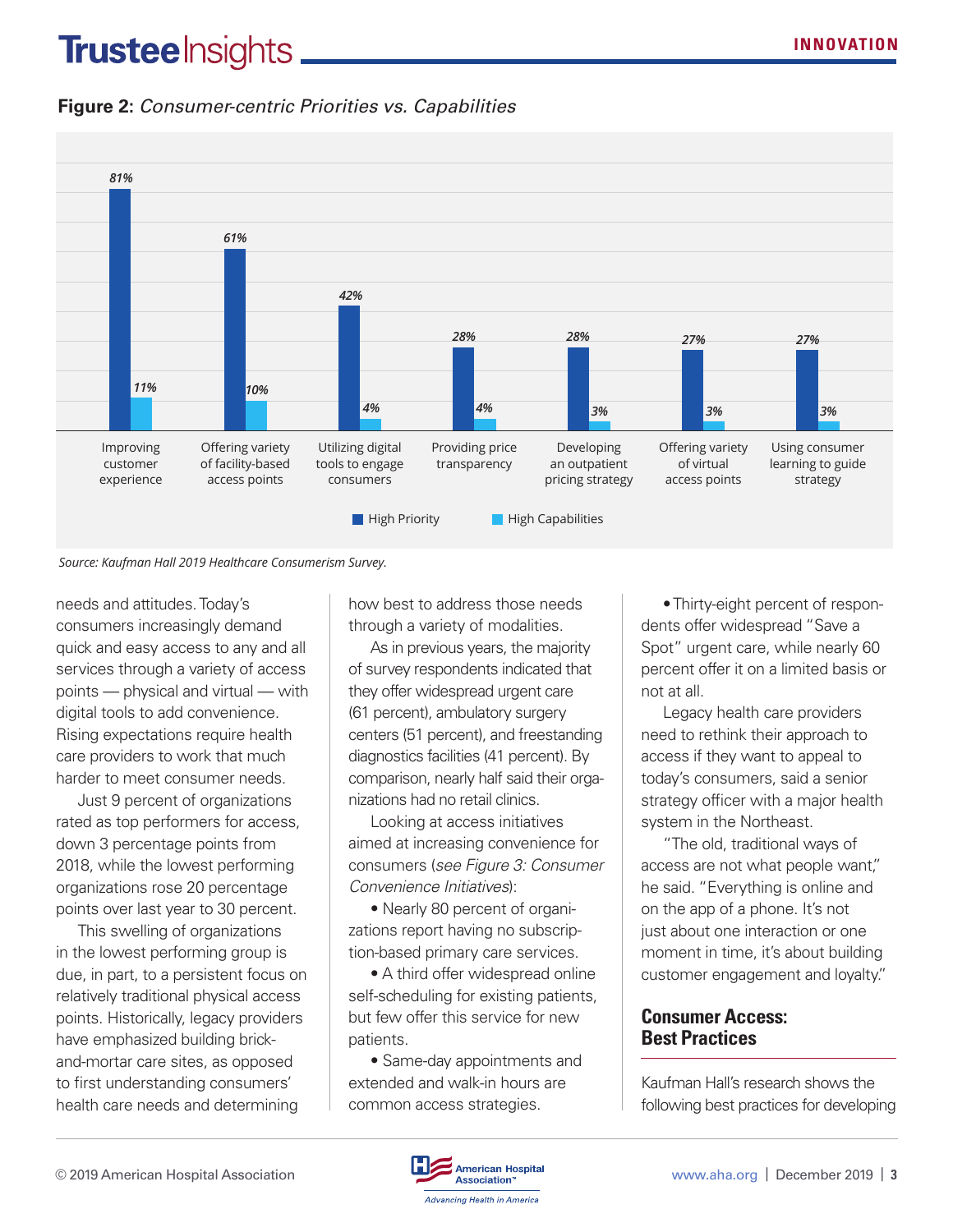**Figure 2:** *Consumer-centric Priorities vs. Capabilities*

| | High Priority | High Capabilities |
|---|---|---|
| Improving customer experience | 81% | 11% |
| Offering variety of facility-based access points | 61% | 10% |
| Utilizing digital tools to engage consumers | 42% | 4% |
| Providing price transparency | 28% | 4% |
| Developing an outpatient pricing strategy | 28% | 3% |
| Offering variety of virtual access points | 27% | 3% |
| Using consumer learning to guide strategy | 27% | 3% |

*Source: Kaufman Hall 2019 Healthcare Consumerism Survey.*

needs and attitudes. Today's consumers increasingly demand quick and easy access to any and all services through a variety of access points — physical and virtual — with digital tools to add convenience. Rising expectations require health care providers to work that much harder to meet consumer needs.

Just 9 percent of organizations rated as top performers for access, down 3 percentage points from 2018, while the lowest performing organizations rose 20 percentage points over last year to 30 percent.

This swelling of organizations in the lowest performing group is due, in part, to a persistent focus on relatively traditional physical access points. Historically, legacy providers have emphasized building brick-and-mortar care sites, as opposed to first understanding consumers' health care needs and determining how best to address those needs through a variety of modalities.

As in previous years, the majority of survey respondents indicated that they offer widespread urgent care (61 percent), ambulatory surgery centers (51 percent), and freestanding diagnostics facilities (41 percent). By comparison, nearly half said their organizations had no retail clinics.

Looking at access initiatives aimed at increasing convenience for consumers (*see Figure 3: Consumer Convenience Initiatives*):

- Nearly 80 percent of organizations report having no subscription-based primary care services.
- A third offer widespread online self-scheduling for existing patients, but few offer this service for new patients.
- Same-day appointments and extended and walk-in hours are common access strategies.
- Thirty-eight percent of respondents offer widespread "Save a Spot" urgent care, while nearly 60 percent offer it on a limited basis or not at all.

Legacy health care providers need to rethink their approach to access if they want to appeal to today's consumers, said a senior strategy officer with a major health system in the Northeast.

"The old, traditional ways of access are not what people want," he said. "Everything is online and on the app of a phone. It's not just about one interaction or one moment in time, it's about building customer engagement and loyalty."

## Consumer Access: Best Practices

Kaufman Hall's research shows the following best practices for developing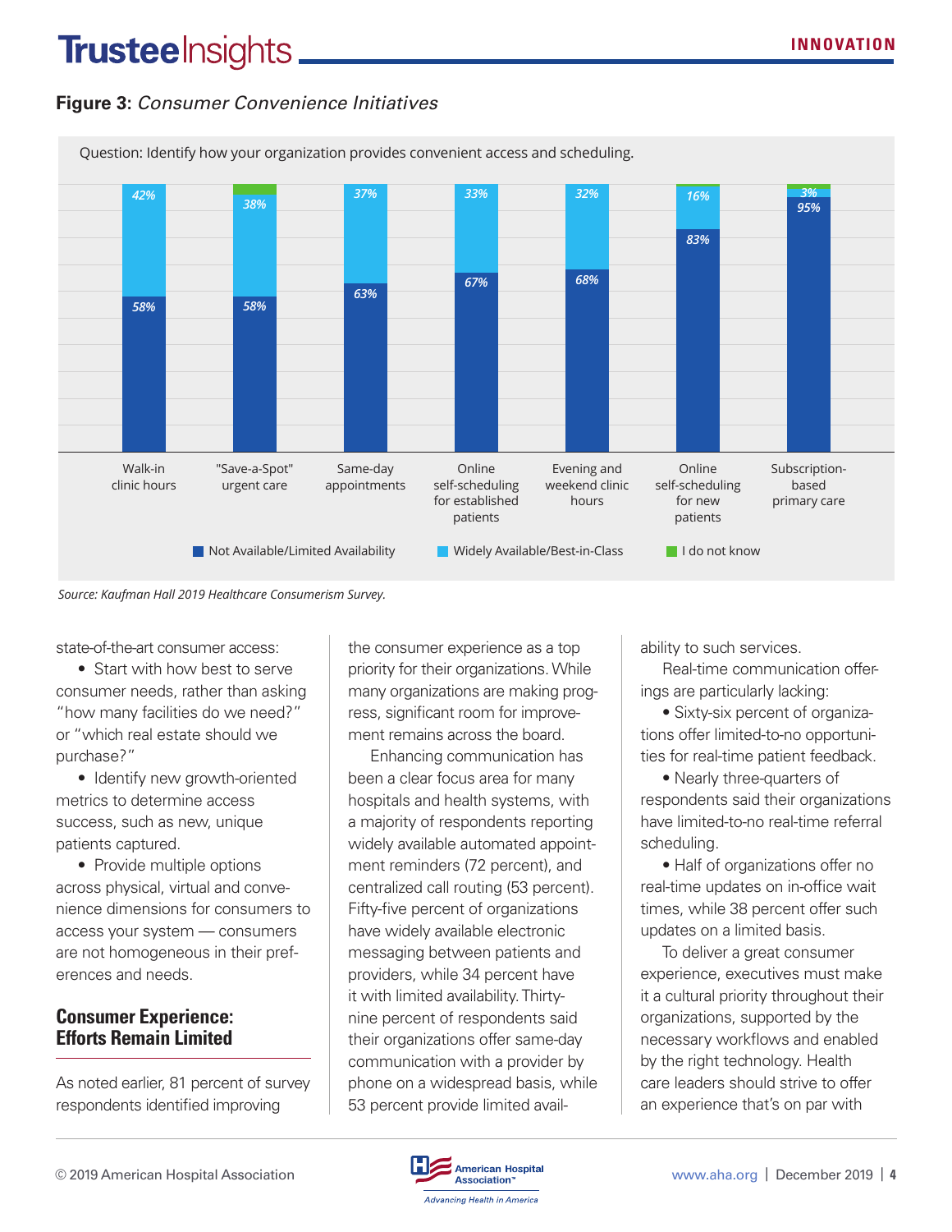**Figure 3:** *Consumer Convenience Initiatives*

Question: Identify how your organization provides convenient access and scheduling.

| | Not Available/Limited Availability | Widely Available/Best-in-Class | I do not know |
|---|---|---|---|
| Walk-in clinic hours | 58% | 42% | |
| "Save-a-Spot" urgent care | 58% | 38% | |
| Same-day appointments | 63% | 37% | |
| Online self-scheduling for established patients | 67% | 33% | |
| Evening and weekend clinic hours | 68% | 32% | |
| Online self-scheduling for new patients | 83% | 16% | |
| Subscription-based primary care | 95% | 3% | |

*Source: Kaufman Hall 2019 Healthcare Consumerism Survey.*

state-of-the-art consumer access:

- Start with how best to serve consumer needs, rather than asking "how many facilities do we need?" or "which real estate should we purchase?"
- Identify new growth-oriented metrics to determine access success, such as new, unique patients captured.
- Provide multiple options across physical, virtual and convenience dimensions for consumers to access your system — consumers are not homogeneous in their preferences and needs.

## Consumer Experience: Efforts Remain Limited

As noted earlier, 81 percent of survey respondents identified improving the consumer experience as a top priority for their organizations. While many organizations are making progress, significant room for improvement remains across the board.

Enhancing communication has been a clear focus area for many hospitals and health systems, with a majority of respondents reporting widely available automated appointment reminders (72 percent), and centralized call routing (53 percent). Fifty-five percent of organizations have widely available electronic messaging between patients and providers, while 34 percent have it with limited availability. Thirty-nine percent of respondents said their organizations offer same-day communication with a provider by phone on a widespread basis, while 53 percent provide limited availability to such services.

Real-time communication offerings are particularly lacking:

- Sixty-six percent of organizations offer limited-to-no opportunities for real-time patient feedback.
- Nearly three-quarters of respondents said their organizations have limited-to-no real-time referral scheduling.
- Half of organizations offer no real-time updates on in-office wait times, while 38 percent offer such updates on a limited basis.

To deliver a great consumer experience, executives must make it a cultural priority throughout their organizations, supported by the necessary workflows and enabled by the right technology. Health care leaders should strive to offer an experience that's on par with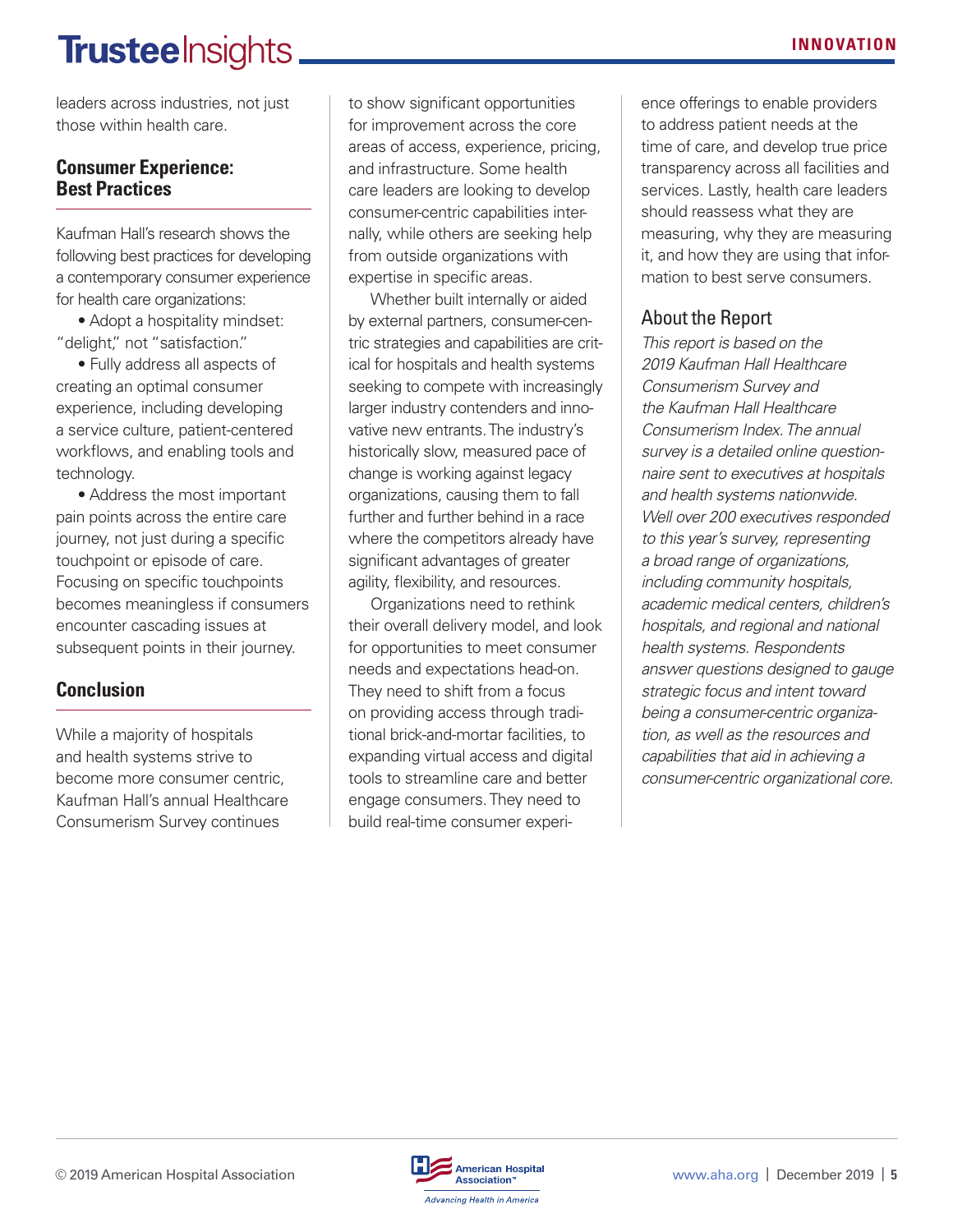leaders across industries, not just those within health care.

## Consumer Experience: Best Practices

Kaufman Hall's research shows the following best practices for developing a contemporary consumer experience for health care organizations:

- Adopt a hospitality mindset: "delight," not "satisfaction."
- Fully address all aspects of creating an optimal consumer experience, including developing a service culture, patient-centered workflows, and enabling tools and technology.
- Address the most important pain points across the entire care journey, not just during a specific touchpoint or episode of care. Focusing on specific touchpoints becomes meaningless if consumers encounter cascading issues at subsequent points in their journey.

## Conclusion

While a majority of hospitals and health systems strive to become more consumer centric, Kaufman Hall's annual Healthcare Consumerism Survey continues to show significant opportunities for improvement across the core areas of access, experience, pricing, and infrastructure. Some health care leaders are looking to develop consumer-centric capabilities internally, while others are seeking help from outside organizations with expertise in specific areas.

Whether built internally or aided by external partners, consumer-centric strategies and capabilities are critical for hospitals and health systems seeking to compete with increasingly larger industry contenders and innovative new entrants. The industry's historically slow, measured pace of change is working against legacy organizations, causing them to fall further and further behind in a race where the competitors already have significant advantages of greater agility, flexibility, and resources.

Organizations need to rethink their overall delivery model, and look for opportunities to meet consumer needs and expectations head-on. They need to shift from a focus on providing access through traditional brick-and-mortar facilities, to expanding virtual access and digital tools to streamline care and better engage consumers. They need to build real-time consumer experience offerings to enable providers to address patient needs at the time of care, and develop true price transparency across all facilities and services. Lastly, health care leaders should reassess what they are measuring, why they are measuring it, and how they are using that information to best serve consumers.

## About the Report

*This report is based on the 2019 Kaufman Hall Healthcare Consumerism Survey and the Kaufman Hall Healthcare Consumerism Index. The annual survey is a detailed online questionnaire sent to executives at hospitals and health systems nationwide. Well over 200 executives responded to this year's survey, representing a broad range of organizations, including community hospitals, academic medical centers, children's hospitals, and regional and national health systems. Respondents answer questions designed to gauge strategic focus and intent toward being a consumer-centric organization, as well as the resources and capabilities that aid in achieving a consumer-centric organizational core.*